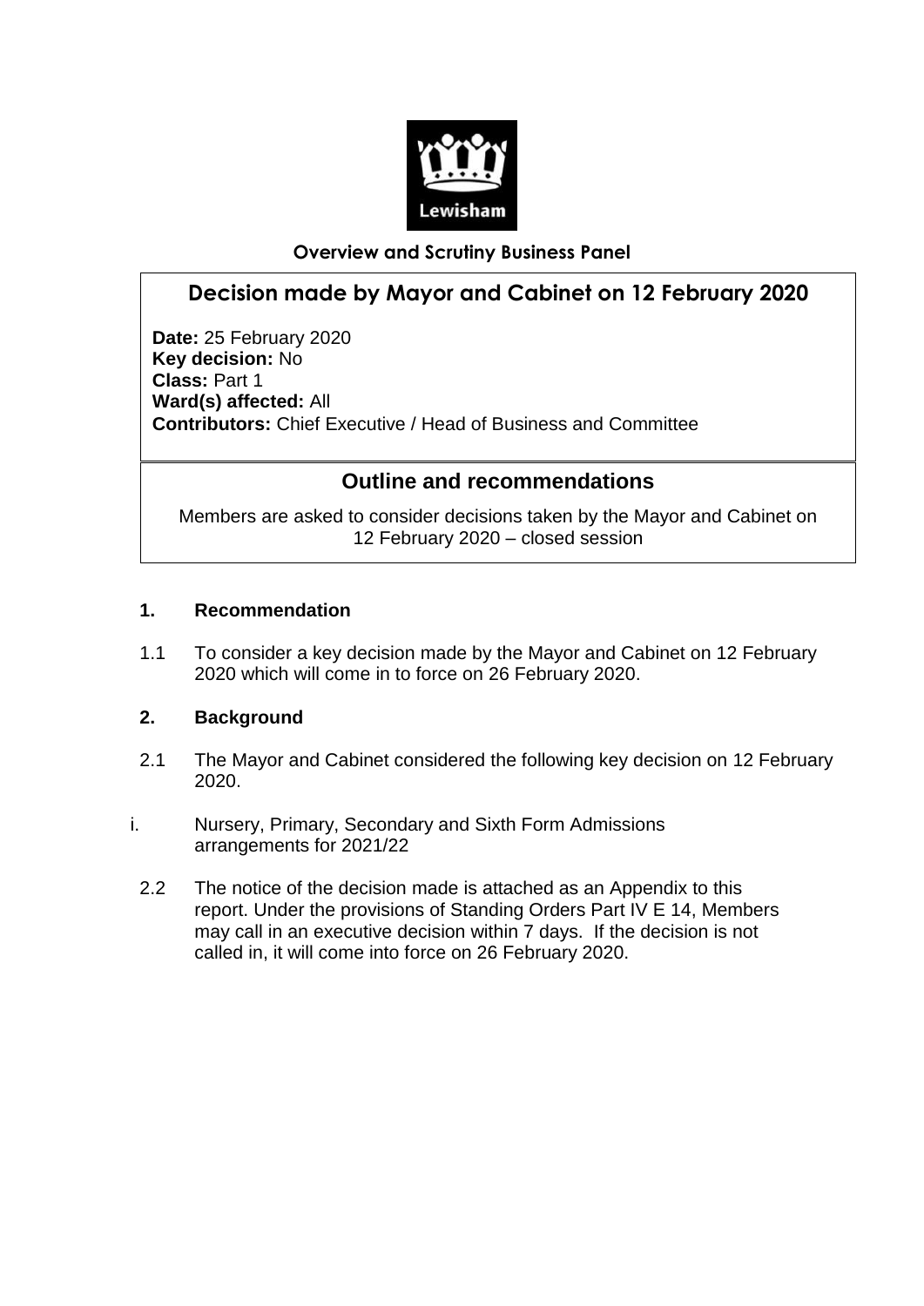Lewisham

**Overview and Scrutiny Business Panel**

# Decision made by Mayor and Cabinet on 12 February 2020

**Date:** 25 February 2020
**Key decision:** No
**Class:** Part 1
**Ward(s) affected:** All
**Contributors:** Chief Executive / Head of Business and Committee

## Outline and recommendations

Members are asked to consider decisions taken by the Mayor and Cabinet on 12 February 2020 – closed session

### 1. Recommendation

1.1 To consider a key decision made by the Mayor and Cabinet on 12 February 2020 which will come in to force on 26 February 2020.

### 2. Background

2.1 The Mayor and Cabinet considered the following key decision on 12 February 2020.

i. Nursery, Primary, Secondary and Sixth Form Admissions arrangements for 2021/22

2.2 The notice of the decision made is attached as an Appendix to this report. Under the provisions of Standing Orders Part IV E 14, Members may call in an executive decision within 7 days. If the decision is not called in, it will come into force on 26 February 2020.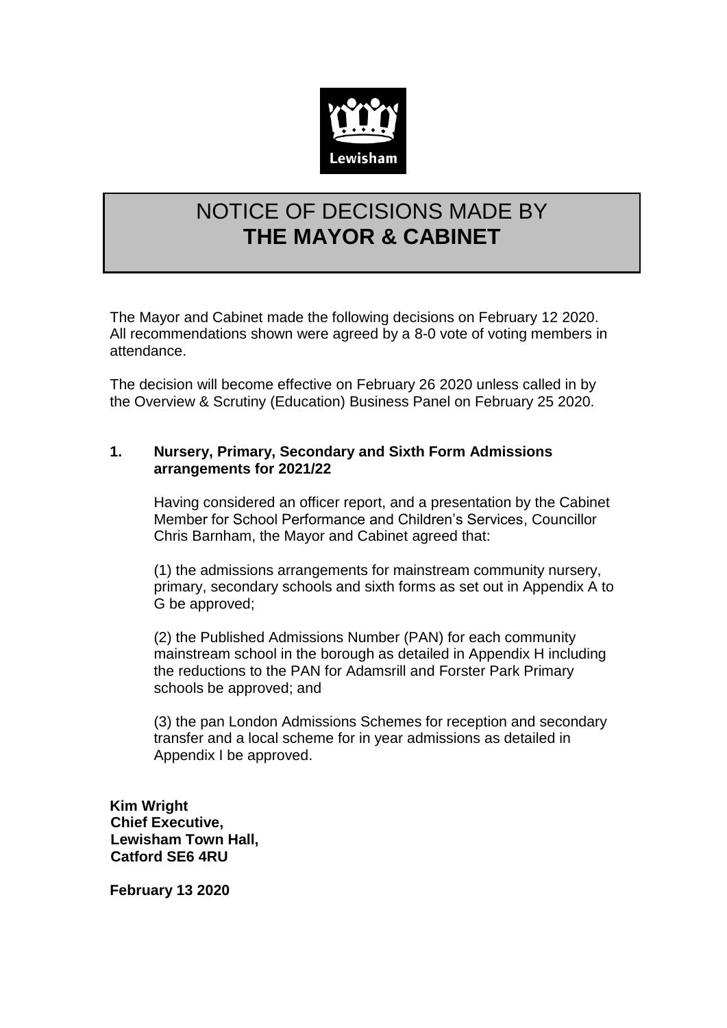Lewisham

# NOTICE OF DECISIONS MADE BY **THE MAYOR & CABINET**

The Mayor and Cabinet made the following decisions on February 12 2020. All recommendations shown were agreed by a 8-0 vote of voting members in attendance.

The decision will become effective on February 26 2020 unless called in by the Overview & Scrutiny (Education) Business Panel on February 25 2020.

### 1. Nursery, Primary, Secondary and Sixth Form Admissions arrangements for 2021/22

Having considered an officer report, and a presentation by the Cabinet Member for School Performance and Children's Services, Councillor Chris Barnham, the Mayor and Cabinet agreed that:

(1) the admissions arrangements for mainstream community nursery, primary, secondary schools and sixth forms as set out in Appendix A to G be approved;

(2) the Published Admissions Number (PAN) for each community mainstream school in the borough as detailed in Appendix H including the reductions to the PAN for Adamsrill and Forster Park Primary schools be approved; and

(3) the pan London Admissions Schemes for reception and secondary transfer and a local scheme for in year admissions as detailed in Appendix I be approved.

**Kim Wright**
**Chief Executive,**
**Lewisham Town Hall,**
**Catford SE6 4RU**

**February 13 2020**